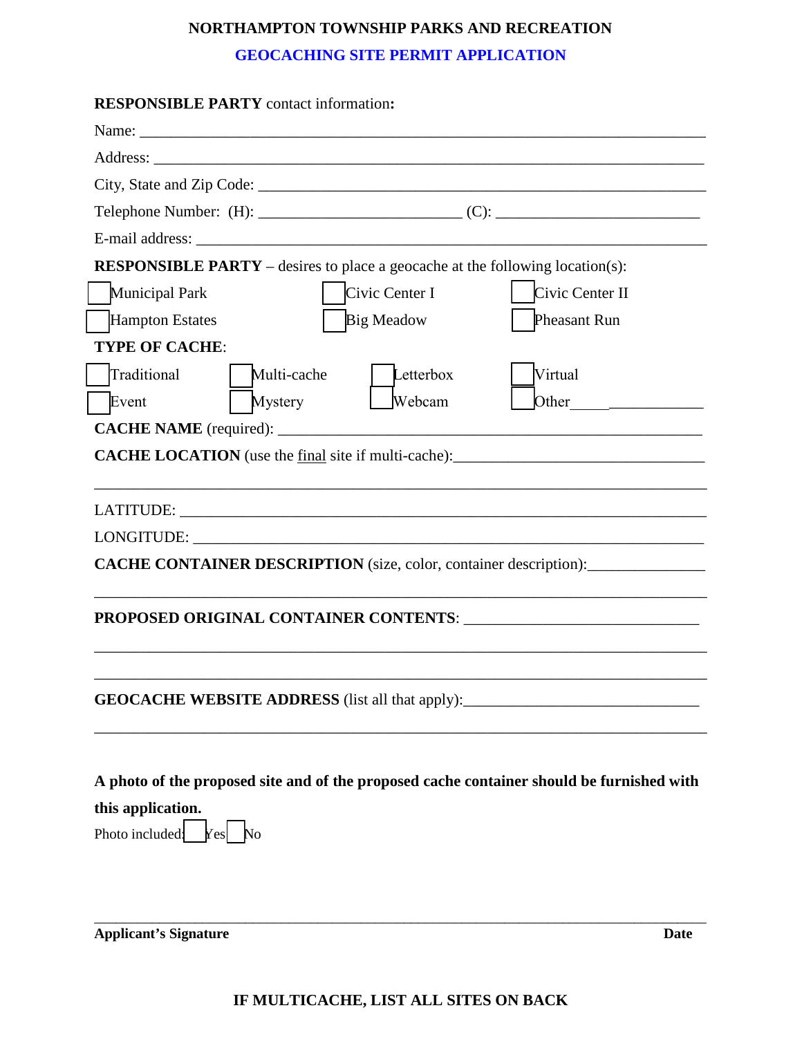# NORTHAMPTON TOWNSHIP PARKS AND RECREATION

## GEOCACHING SITE PERMIT APPLICATION

**RESPONSIBLE PARTY** contact information**:**

Name: ______________________________________________________________________

Address: ____________________________________________________________________

City, State and Zip Code: ______________________________________________________

Telephone Number: (H): __________________________ (C): __________________________

E-mail address: _______________________________________________________________

**RESPONSIBLE PARTY** – desires to place a geocache at the following location(s):

☐ Municipal Park ☐ Civic Center I ☐ Civic Center II

☐ Hampton Estates ☐ Big Meadow ☐ Pheasant Run

**TYPE OF CACHE**:

☐ Traditional ☐ Multi-cache ☐ Letterbox ☐ Virtual

☐ Event ☐ Mystery ☐ Webcam ☐ Other_____ ____________

**CACHE NAME** (required): ______________________________________________________

**CACHE LOCATION** (use the final site if multi-cache):_________________________________

_____________________________________________________________________________

LATITUDE: ___________________________________________________________________

LONGITUDE: _________________________________________________________________

**CACHE CONTAINER DESCRIPTION** (size, color, container description):_______________

_____________________________________________________________________________

**PROPOSED ORIGINAL CONTAINER CONTENTS**: ______________________________

_____________________________________________________________________________

_____________________________________________________________________________

**GEOCACHE WEBSITE ADDRESS** (list all that apply):______________________________

_____________________________________________________________________________

**A photo of the proposed site and of the proposed cache container should be furnished with this application.**

Photo included: ☐ Yes ☐ No

_____________________________________________________________________________

**Applicant's Signature** **Date**

**IF MULTICACHE, LIST ALL SITES ON BACK**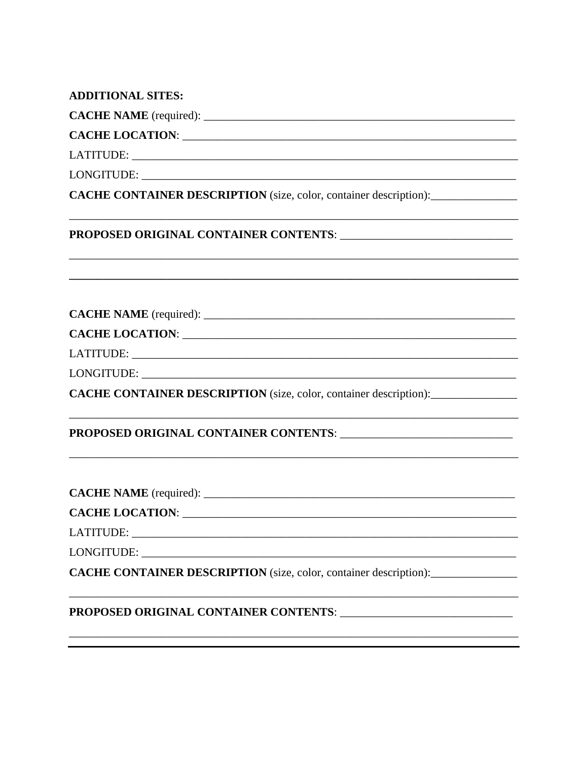**ADDITIONAL SITES:**

**CACHE NAME** (required): ___________________________________________________________

**CACHE LOCATION**: _____________________________________________________________

LATITUDE: _______________________________________________________________________

LONGITUDE: _____________________________________________________________________

**CACHE CONTAINER DESCRIPTION** (size, color, container description):_______________

_______________________________________________________________________________

**PROPOSED ORIGINAL CONTAINER CONTENTS**: ______________________________

_______________________________________________________________________________

_______________________________________________________________________________

**CACHE NAME** (required): ___________________________________________________________

**CACHE LOCATION**: _____________________________________________________________

LATITUDE: _______________________________________________________________________

LONGITUDE: _____________________________________________________________________

**CACHE CONTAINER DESCRIPTION** (size, color, container description):_______________

_______________________________________________________________________________

**PROPOSED ORIGINAL CONTAINER CONTENTS**: ______________________________

_______________________________________________________________________________

**CACHE NAME** (required): ___________________________________________________________

**CACHE LOCATION**: _____________________________________________________________

LATITUDE: _______________________________________________________________________

LONGITUDE: _____________________________________________________________________

**CACHE CONTAINER DESCRIPTION** (size, color, container description):_______________

_______________________________________________________________________________

**PROPOSED ORIGINAL CONTAINER CONTENTS**: ______________________________

_______________________________________________________________________________